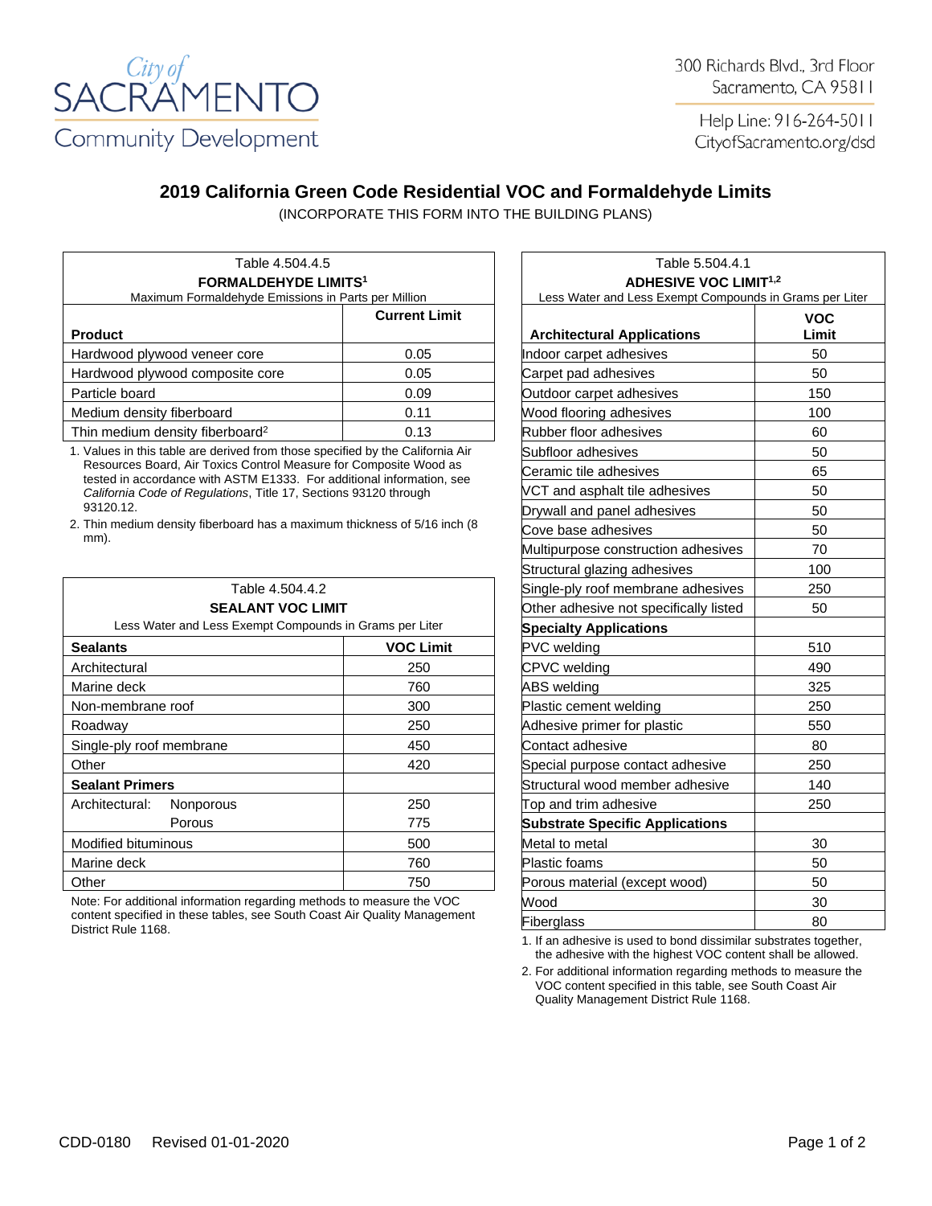City of SACRAMENTO Community Development

300 Richards Blvd., 3rd Floor
Sacramento, CA 95811

Help Line: 916-264-5011
CityofSacramento.org/dsd

# 2019 California Green Code Residential VOC and Formaldehyde Limits

(INCORPORATE THIS FORM INTO THE BUILDING PLANS)

Table 4.504.4.5
**FORMALDEHYDE LIMITS**[1]
Maximum Formaldehyde Emissions in Parts per Million

| **Product** | **Current Limit** |
|---|---|
| Hardwood plywood veneer core | 0.05 |
| Hardwood plywood composite core | 0.05 |
| Particle board | 0.09 |
| Medium density fiberboard | 0.11 |
| Thin medium density fiberboard[2] | 0.13 |

1. Values in this table are derived from those specified by the California Air Resources Board, Air Toxics Control Measure for Composite Wood as tested in accordance with ASTM E1333. For additional information, see *California Code of Regulations*, Title 17, Sections 93120 through 93120.12.
2. Thin medium density fiberboard has a maximum thickness of 5/16 inch (8 mm).

Table 4.504.4.2
**SEALANT VOC LIMIT**
Less Water and Less Exempt Compounds in Grams per Liter

| **Sealants** | **VOC Limit** |
|---|---|
| Architectural | 250 |
| Marine deck | 760 |
| Non-membrane roof | 300 |
| Roadway | 250 |
| Single-ply roof membrane | 450 |
| Other | 420 |
| **Sealant Primers** | |
| Architectural: Nonporous | 250 |
| Architectural: Porous | 775 |
| Modified bituminous | 500 |
| Marine deck | 760 |
| Other | 750 |

Note: For additional information regarding methods to measure the VOC content specified in these tables, see South Coast Air Quality Management District Rule 1168.

Table 5.504.4.1
**ADHESIVE VOC LIMIT**[1,2]
Less Water and Less Exempt Compounds in Grams per Liter

| **Architectural Applications** | **VOC Limit** |
|---|---|
| Indoor carpet adhesives | 50 |
| Carpet pad adhesives | 50 |
| Outdoor carpet adhesives | 150 |
| Wood flooring adhesives | 100 |
| Rubber floor adhesives | 60 |
| Subfloor adhesives | 50 |
| Ceramic tile adhesives | 65 |
| VCT and asphalt tile adhesives | 50 |
| Drywall and panel adhesives | 50 |
| Cove base adhesives | 50 |
| Multipurpose construction adhesives | 70 |
| Structural glazing adhesives | 100 |
| Single-ply roof membrane adhesives | 250 |
| Other adhesive not specifically listed | 50 |
| **Specialty Applications** | |
| PVC welding | 510 |
| CPVC welding | 490 |
| ABS welding | 325 |
| Plastic cement welding | 250 |
| Adhesive primer for plastic | 550 |
| Contact adhesive | 80 |
| Special purpose contact adhesive | 250 |
| Structural wood member adhesive | 140 |
| Top and trim adhesive | 250 |
| **Substrate Specific Applications** | |
| Metal to metal | 30 |
| Plastic foams | 50 |
| Porous material (except wood) | 50 |
| Wood | 30 |
| Fiberglass | 80 |

1. If an adhesive is used to bond dissimilar substrates together, the adhesive with the highest VOC content shall be allowed.
2. For additional information regarding methods to measure the VOC content specified in this table, see South Coast Air Quality Management District Rule 1168.

CDD-0180 Revised 01-01-2020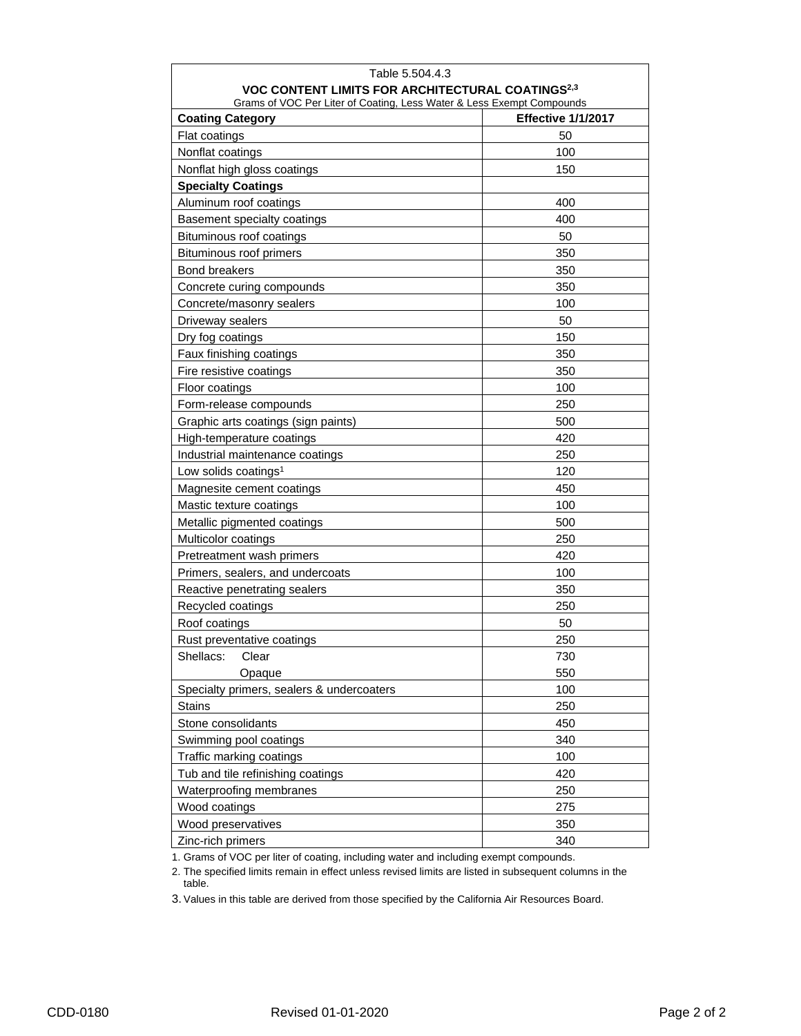Table 5.504.4.3

**VOC CONTENT LIMITS FOR ARCHITECTURAL COATINGS[2,3]**

Grams of VOC Per Liter of Coating, Less Water & Less Exempt Compounds

| Coating Category | Effective 1/1/2017 |
|---|---|
| Flat coatings | 50 |
| Nonflat coatings | 100 |
| Nonflat high gloss coatings | 150 |
| **Specialty Coatings** | |
| Aluminum roof coatings | 400 |
| Basement specialty coatings | 400 |
| Bituminous roof coatings | 50 |
| Bituminous roof primers | 350 |
| Bond breakers | 350 |
| Concrete curing compounds | 350 |
| Concrete/masonry sealers | 100 |
| Driveway sealers | 50 |
| Dry fog coatings | 150 |
| Faux finishing coatings | 350 |
| Fire resistive coatings | 350 |
| Floor coatings | 100 |
| Form-release compounds | 250 |
| Graphic arts coatings (sign paints) | 500 |
| High-temperature coatings | 420 |
| Industrial maintenance coatings | 250 |
| Low solids coatings[1] | 120 |
| Magnesite cement coatings | 450 |
| Mastic texture coatings | 100 |
| Metallic pigmented coatings | 500 |
| Multicolor coatings | 250 |
| Pretreatment wash primers | 420 |
| Primers, sealers, and undercoats | 100 |
| Reactive penetrating sealers | 350 |
| Recycled coatings | 250 |
| Roof coatings | 50 |
| Rust preventative coatings | 250 |
| Shellacs: Clear | 730 |
| Opaque | 550 |
| Specialty primers, sealers & undercoaters | 100 |
| Stains | 250 |
| Stone consolidants | 450 |
| Swimming pool coatings | 340 |
| Traffic marking coatings | 100 |
| Tub and tile refinishing coatings | 420 |
| Waterproofing membranes | 250 |
| Wood coatings | 275 |
| Wood preservatives | 350 |
| Zinc-rich primers | 340 |

1. Grams of VOC per liter of coating, including water and including exempt compounds.
2. The specified limits remain in effect unless revised limits are listed in subsequent columns in the table.
3. Values in this table are derived from those specified by the California Air Resources Board.